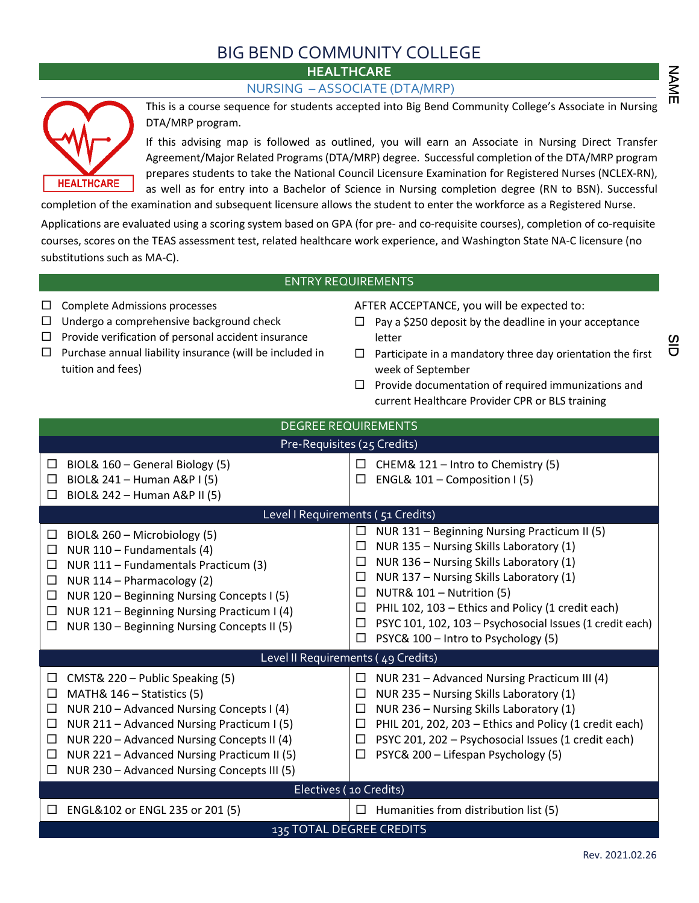# BIG BEND COMMUNITY COLLEGE

## HEALTHCARE

### NURSING – ASSOCIATE (DTA/MRP)

NAME

SID

This is a course sequence for students accepted into Big Bend Community College's Associate in Nursing DTA/MRP program.

If this advising map is followed as outlined, you will earn an Associate in Nursing Direct Transfer Agreement/Major Related Programs (DTA/MRP) degree. Successful completion of the DTA/MRP program prepares students to take the National Council Licensure Examination for Registered Nurses (NCLEX-RN), as well as for entry into a Bachelor of Science in Nursing completion degree (RN to BSN). Successful completion of the examination and subsequent licensure allows the student to enter the workforce as a Registered Nurse.

Applications are evaluated using a scoring system based on GPA (for pre- and co-requisite courses), completion of co-requisite courses, scores on the TEAS assessment test, related healthcare work experience, and Washington State NA-C licensure (no substitutions such as MA-C).

## ENTRY REQUIREMENTS

- ☐ Complete Admissions processes
- ☐ Undergo a comprehensive background check
- ☐ Provide verification of personal accident insurance
- ☐ Purchase annual liability insurance (will be included in tuition and fees)

AFTER ACCEPTANCE, you will be expected to:

- ☐ Pay a $250 deposit by the deadline in your acceptance letter
- ☐ Participate in a mandatory three day orientation the first week of September
- ☐ Provide documentation of required immunizations and current Healthcare Provider CPR or BLS training

## DEGREE REQUIREMENTS

### Pre-Requisites (25 Credits)

- ☐ BIOL& 160 – General Biology (5)
- ☐ BIOL& 241 – Human A&P I (5)
- ☐ BIOL& 242 – Human A&P II (5)
- ☐ CHEM& 121 – Intro to Chemistry (5)
- ☐ ENGL& 101 – Composition I (5)

### Level I Requirements (51 Credits)

- ☐ BIOL& 260 – Microbiology (5)
- ☐ NUR 110 – Fundamentals (4)
- ☐ NUR 111 – Fundamentals Practicum (3)
- ☐ NUR 114 – Pharmacology (2)
- ☐ NUR 120 – Beginning Nursing Concepts I (5)
- ☐ NUR 121 – Beginning Nursing Practicum I (4)
- ☐ NUR 130 – Beginning Nursing Concepts II (5)
- ☐ NUR 131 – Beginning Nursing Practicum II (5)
- ☐ NUR 135 – Nursing Skills Laboratory (1)
- ☐ NUR 136 – Nursing Skills Laboratory (1)
- ☐ NUR 137 – Nursing Skills Laboratory (1)
- ☐ NUTR& 101 – Nutrition (5)
- ☐ PHIL 102, 103 – Ethics and Policy (1 credit each)
- ☐ PSYC 101, 102, 103 – Psychosocial Issues (1 credit each)
- ☐ PSYC& 100 – Intro to Psychology (5)

### Level II Requirements (49 Credits)

- ☐ CMST& 220 – Public Speaking (5)
- ☐ MATH& 146 – Statistics (5)
- ☐ NUR 210 – Advanced Nursing Concepts I (4)
- ☐ NUR 211 – Advanced Nursing Practicum I (5)
- ☐ NUR 220 – Advanced Nursing Concepts II (4)
- ☐ NUR 221 – Advanced Nursing Practicum II (5)
- ☐ NUR 230 – Advanced Nursing Concepts III (5)
- ☐ NUR 231 – Advanced Nursing Practicum III (4)
- ☐ NUR 235 – Nursing Skills Laboratory (1)
- ☐ NUR 236 – Nursing Skills Laboratory (1)
- ☐ PHIL 201, 202, 203 – Ethics and Policy (1 credit each)
- ☐ PSYC 201, 202 – Psychosocial Issues (1 credit each)
- ☐ PSYC& 200 – Lifespan Psychology (5)

### Electives (10 Credits)

- ☐ ENGL&102 or ENGL 235 or 201 (5)
- ☐ Humanities from distribution list (5)

**135 TOTAL DEGREE CREDITS**

Rev. 2021.02.26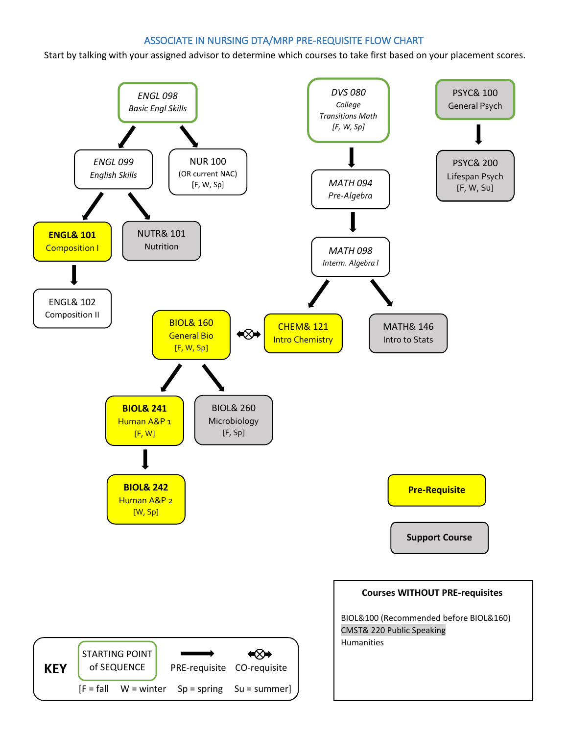## ASSOCIATE IN NURSING DTA/MRP PRE-REQUISITE FLOW CHART

Start by talking with your assigned advisor to determine which courses to take first based on your placement scores.

*ENGL 098*
*Basic Engl Skills*

*ENGL 099*
*English Skills*

NUR 100
(OR current NAC)
[F, W, Sp]

**ENGL& 101**
Composition I

NUTR& 101
Nutrition

ENGL& 102
Composition II

*DVS 080*
*College Transitions Math*
*[F, W, Sp]*

*MATH 094*
*Pre-Algebra*

*MATH 098*
*Interm. Algebra I*

PSYC& 100
General Psych

PSYC& 200
Lifespan Psych
[F, W, Su]

BIOL& 160
General Bio
[F, W, Sp]

CHEM& 121
Intro Chemistry

MATH& 146
Intro to Stats

**BIOL& 241**
Human A&P 1
[F, W]

BIOL& 260
Microbiology
[F, Sp]

**BIOL& 242**
Human A&P 2
[W, Sp]

**Pre-Requisite**

**Support Course**

**Courses WITHOUT PRE-requisites**

BIOL&100 (Recommended before BIOL&160)
CMST& 220 Public Speaking
Humanities

**KEY**

STARTING POINT of SEQUENCE

PRE-requisite

CO-requisite

[F = fall W = winter Sp = spring Su = summer]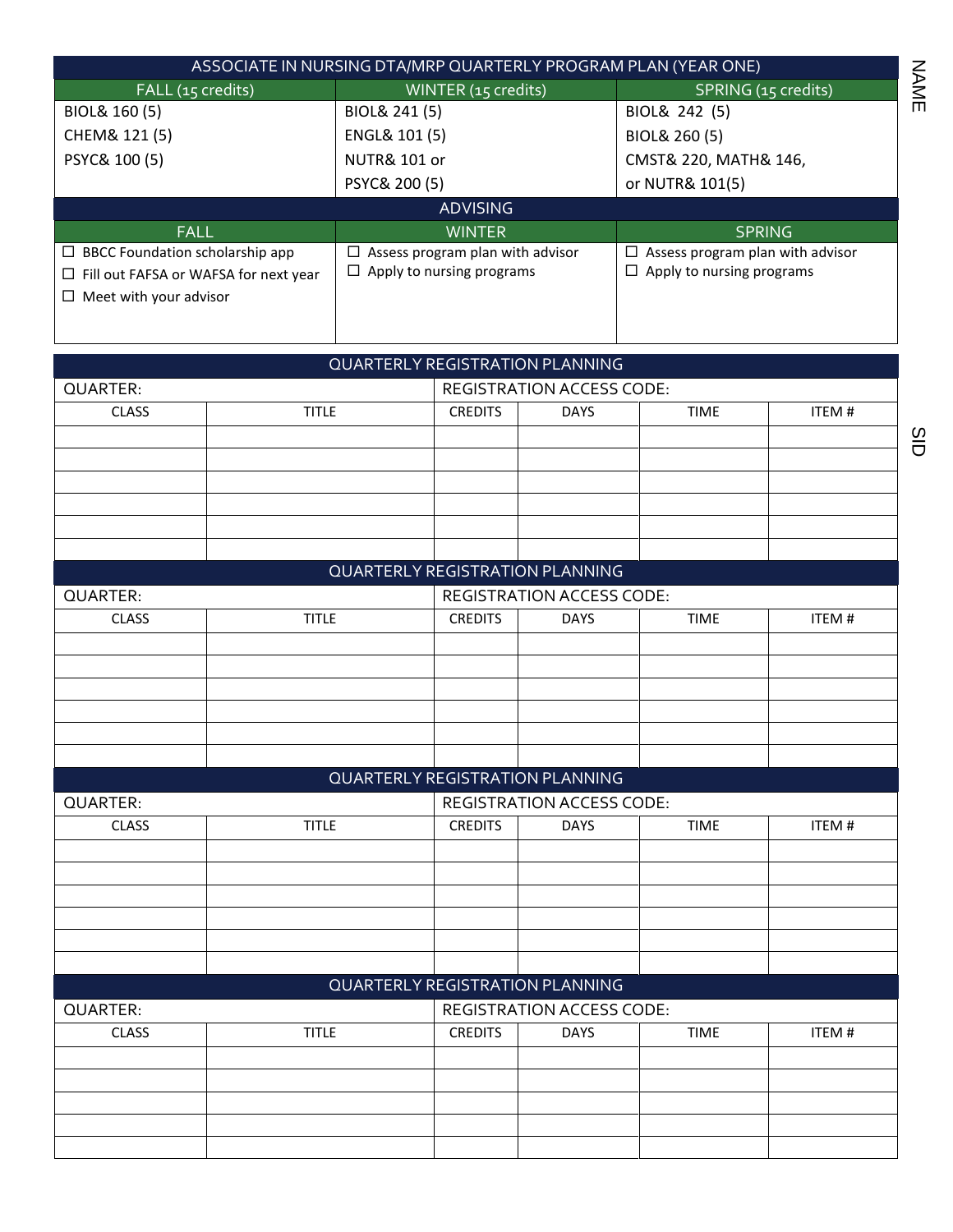NAME

SID

| ASSOCIATE IN NURSING DTA/MRP QUARTERLY PROGRAM PLAN (YEAR ONE) | | |
|---|---|---|
| FALL (15 credits) | WINTER (15 credits) | SPRING (15 credits) |
| BIOL& 160 (5)<br>CHEM& 121 (5)<br>PSYC& 100 (5) | BIOL& 241 (5)<br>ENGL& 101 (5)<br>NUTR& 101 or<br>PSYC& 200 (5) | BIOL& 242 (5)<br>BIOL& 260 (5)<br>CMST& 220, MATH& 146,<br>or NUTR& 101(5) |
| **ADVISING** | | |
| FALL | WINTER | SPRING |
| ☐ BBCC Foundation scholarship app<br>☐ Fill out FAFSA or WAFSA for next year<br>☐ Meet with your advisor | ☐ Assess program plan with advisor<br>☐ Apply to nursing programs | ☐ Assess program plan with advisor<br>☐ Apply to nursing programs |

## QUARTERLY REGISTRATION PLANNING

QUARTER: REGISTRATION ACCESS CODE:

| CLASS | TITLE | CREDITS | DAYS | TIME | ITEM # |
|---|---|---|---|---|---|
| | | | | | |
| | | | | | |
| | | | | | |
| | | | | | |
| | | | | | |
| | | | | | |

## QUARTERLY REGISTRATION PLANNING

QUARTER: REGISTRATION ACCESS CODE:

| CLASS | TITLE | CREDITS | DAYS | TIME | ITEM # |
|---|---|---|---|---|---|
| | | | | | |
| | | | | | |
| | | | | | |
| | | | | | |
| | | | | | |
| | | | | | |

## QUARTERLY REGISTRATION PLANNING

QUARTER: REGISTRATION ACCESS CODE:

| CLASS | TITLE | CREDITS | DAYS | TIME | ITEM # |
|---|---|---|---|---|---|
| | | | | | |
| | | | | | |
| | | | | | |
| | | | | | |
| | | | | | |
| | | | | | |

## QUARTERLY REGISTRATION PLANNING

QUARTER: REGISTRATION ACCESS CODE:

| CLASS | TITLE | CREDITS | DAYS | TIME | ITEM # |
|---|---|---|---|---|---|
| | | | | | |
| | | | | | |
| | | | | | |
| | | | | | |
| | | | | | |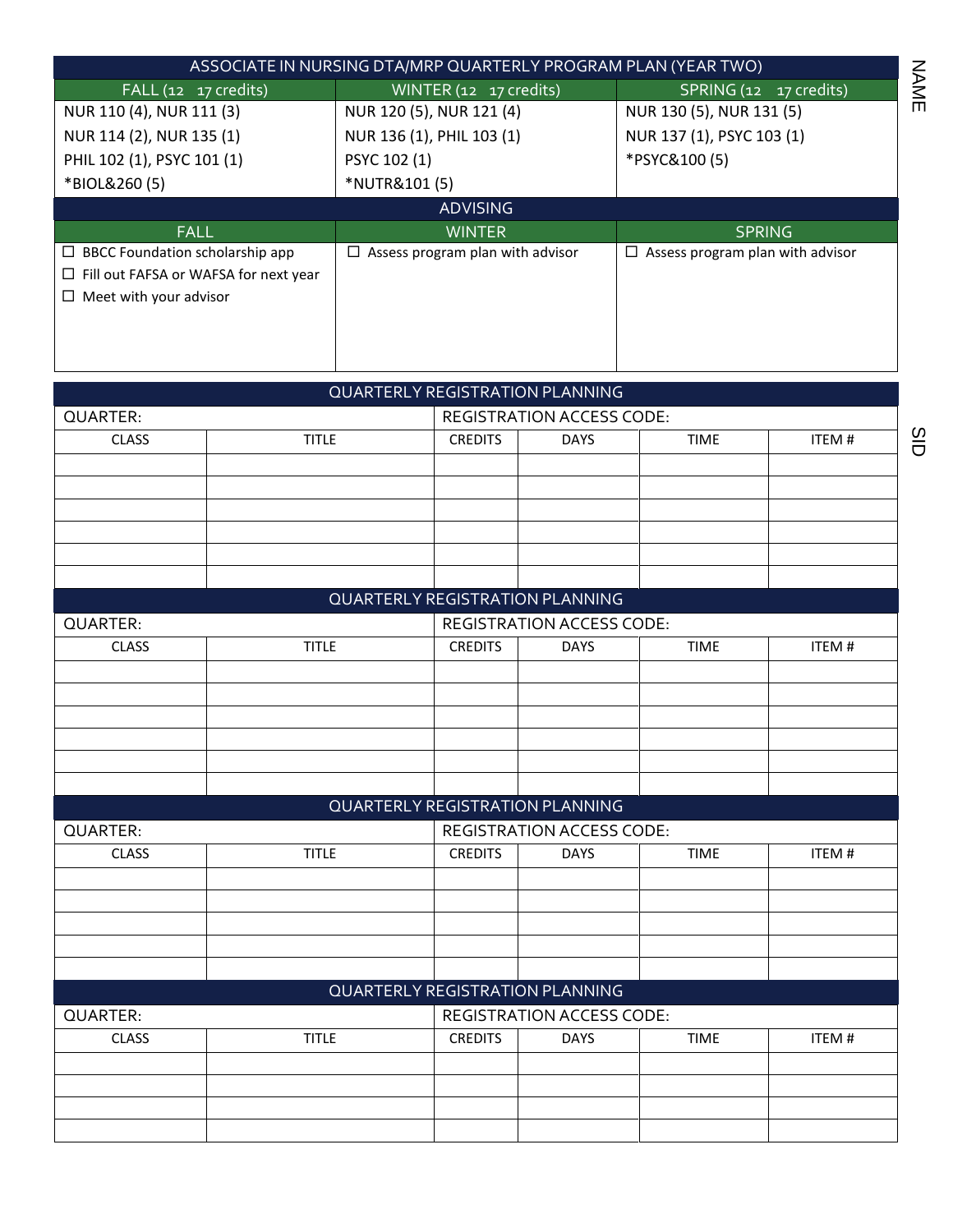| ASSOCIATE IN NURSING DTA/MRP QUARTERLY PROGRAM PLAN (YEAR TWO) | | |
|---|---|---|
| FALL (12  17 credits) | WINTER (12  17 credits) | SPRING (12  17 credits) |
| NUR 110 (4), NUR 111 (3) | NUR 120 (5), NUR 121 (4) | NUR 130 (5), NUR 131 (5) |
| NUR 114 (2), NUR 135 (1) | NUR 136 (1), PHIL 103 (1) | NUR 137 (1), PSYC 103 (1) |
| PHIL 102 (1), PSYC 101 (1) | PSYC 102 (1) | *PSYC&100 (5) |
| *BIOL&260 (5) | *NUTR&101 (5) | |

| ADVISING | | |
|---|---|---|
| FALL | WINTER | SPRING |
| ☐ BBCC Foundation scholarship app<br>☐ Fill out FAFSA or WAFSA for next year<br>☐ Meet with your advisor | ☐ Assess program plan with advisor | ☐ Assess program plan with advisor |

NAME

SID

| QUARTERLY REGISTRATION PLANNING | | | | | |
|---|---|---|---|---|---|
| QUARTER: | | REGISTRATION ACCESS CODE: | | | |
| CLASS | TITLE | CREDITS | DAYS | TIME | ITEM # |
| | | | | | |
| | | | | | |
| | | | | | |
| | | | | | |
| | | | | | |
| | | | | | |

| QUARTERLY REGISTRATION PLANNING | | | | | |
|---|---|---|---|---|---|
| QUARTER: | | REGISTRATION ACCESS CODE: | | | |
| CLASS | TITLE | CREDITS | DAYS | TIME | ITEM # |
| | | | | | |
| | | | | | |
| | | | | | |
| | | | | | |
| | | | | | |
| | | | | | |

| QUARTERLY REGISTRATION PLANNING | | | | | |
|---|---|---|---|---|---|
| QUARTER: | | REGISTRATION ACCESS CODE: | | | |
| CLASS | TITLE | CREDITS | DAYS | TIME | ITEM # |
| | | | | | |
| | | | | | |
| | | | | | |
| | | | | | |
| | | | | | |

| QUARTERLY REGISTRATION PLANNING | | | | | |
|---|---|---|---|---|---|
| QUARTER: | | REGISTRATION ACCESS CODE: | | | |
| CLASS | TITLE | CREDITS | DAYS | TIME | ITEM # |
| | | | | | |
| | | | | | |
| | | | | | |
| | | | | | |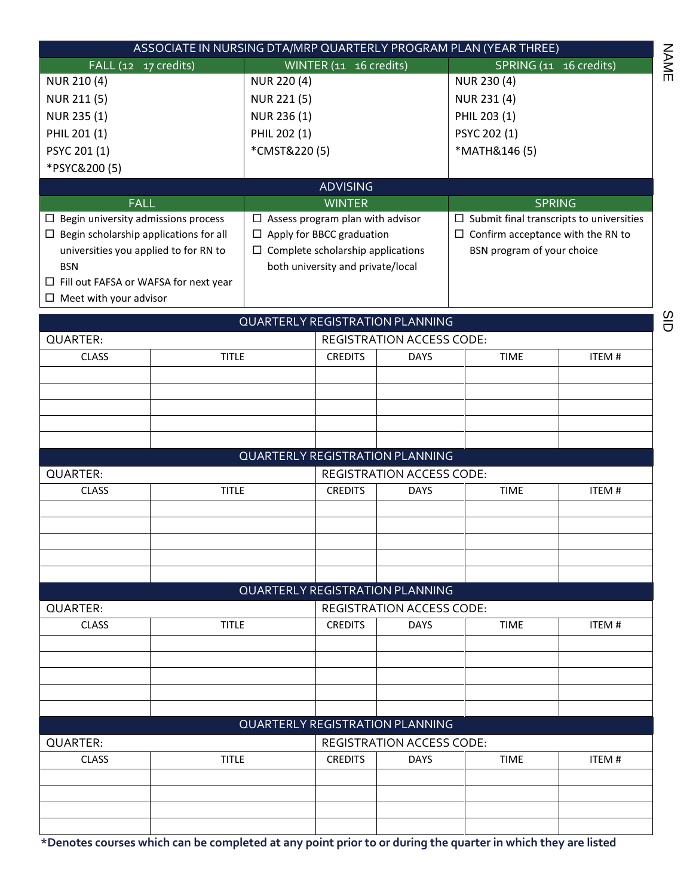# ASSOCIATE IN NURSING DTA/MRP QUARTERLY PROGRAM PLAN (YEAR THREE)

| FALL (12 17 credits) | WINTER (11 16 credits) | SPRING (11 16 credits) |
|---|---|---|
| NUR 210 (4) | NUR 220 (4) | NUR 230 (4) |
| NUR 211 (5) | NUR 221 (5) | NUR 231 (4) |
| NUR 235 (1) | NUR 236 (1) | PHIL 203 (1) |
| PHIL 201 (1) | PHIL 202 (1) | PSYC 202 (1) |
| PSYC 201 (1) | *CMST&220 (5) | *MATH&146 (5) |
| *PSYC&200 (5) | | |

## ADVISING

| FALL | WINTER | SPRING |
|---|---|---|
| ☐ Begin university admissions process | ☐ Assess program plan with advisor | ☐ Submit final transcripts to universities |
| ☐ Begin scholarship applications for all universities you applied to for RN to BSN | ☐ Apply for BBCC graduation | ☐ Confirm acceptance with the RN to BSN program of your choice |
| ☐ Fill out FAFSA or WAFSA for next year | ☐ Complete scholarship applications both university and private/local | |
| ☐ Meet with your advisor | | |

NAME

SID

## QUARTERLY REGISTRATION PLANNING

QUARTER: REGISTRATION ACCESS CODE:

| CLASS | TITLE | CREDITS | DAYS | TIME | ITEM # |
|---|---|---|---|---|---|
| | | | | | |
| | | | | | |
| | | | | | |
| | | | | | |
| | | | | | |

## QUARTERLY REGISTRATION PLANNING

QUARTER: REGISTRATION ACCESS CODE:

| CLASS | TITLE | CREDITS | DAYS | TIME | ITEM # |
|---|---|---|---|---|---|
| | | | | | |
| | | | | | |
| | | | | | |
| | | | | | |
| | | | | | |

## QUARTERLY REGISTRATION PLANNING

QUARTER: REGISTRATION ACCESS CODE:

| CLASS | TITLE | CREDITS | DAYS | TIME | ITEM # |
|---|---|---|---|---|---|
| | | | | | |
| | | | | | |
| | | | | | |
| | | | | | |
| | | | | | |

## QUARTERLY REGISTRATION PLANNING

QUARTER: REGISTRATION ACCESS CODE:

| CLASS | TITLE | CREDITS | DAYS | TIME | ITEM # |
|---|---|---|---|---|---|
| | | | | | |
| | | | | | |
| | | | | | |
| | | | | | |

**\*Denotes courses which can be completed at any point prior to or during the quarter in which they are listed**